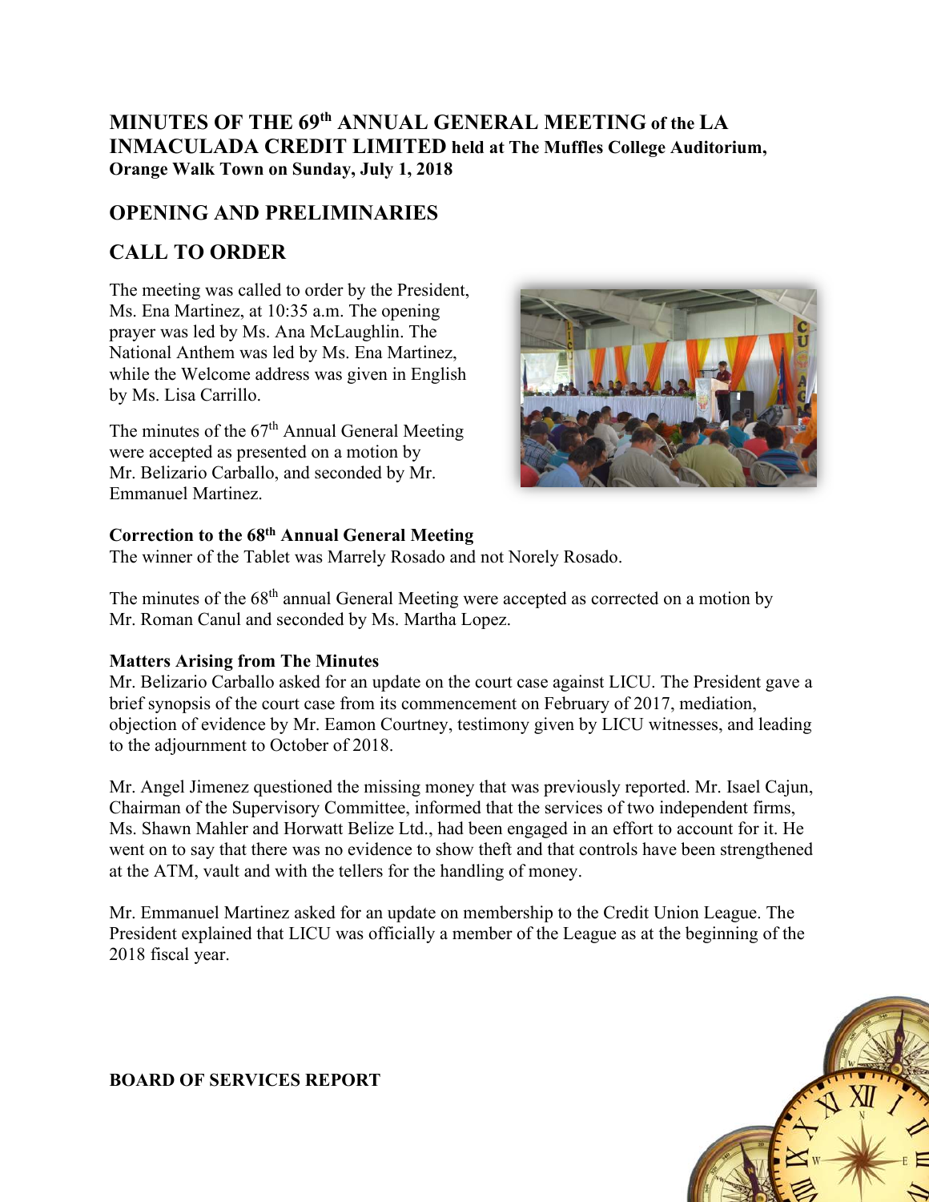# MINUTES OF THE 69th ANNUAL GENERAL MEETING of the LA INMACULADA CREDIT LIMITED held at The Muffles College Auditorium, Orange Walk Town on Sunday, July 1, 2018

## OPENING AND PRELIMINARIES

## CALL TO ORDER

The meeting was called to order by the President, Ms. Ena Martinez, at 10:35 a.m. The opening prayer was led by Ms. Ana McLaughlin. The National Anthem was led by Ms. Ena Martinez, while the Welcome address was given in English by Ms. Lisa Carrillo.

The minutes of the 67th Annual General Meeting were accepted as presented on a motion by Mr. Belizario Carballo, and seconded by Mr. Emmanuel Martinez.

**Correction to the 68th Annual General Meeting**

The winner of the Tablet was Marrely Rosado and not Norely Rosado.

The minutes of the 68th annual General Meeting were accepted as corrected on a motion by Mr. Roman Canul and seconded by Ms. Martha Lopez.

**Matters Arising from The Minutes**

Mr. Belizario Carballo asked for an update on the court case against LICU. The President gave a brief synopsis of the court case from its commencement on February of 2017, mediation, objection of evidence by Mr. Eamon Courtney, testimony given by LICU witnesses, and leading to the adjournment to October of 2018.

Mr. Angel Jimenez questioned the missing money that was previously reported. Mr. Isael Cajun, Chairman of the Supervisory Committee, informed that the services of two independent firms, Ms. Shawn Mahler and Horwatt Belize Ltd., had been engaged in an effort to account for it. He went on to say that there was no evidence to show theft and that controls have been strengthened at the ATM, vault and with the tellers for the handling of money.

Mr. Emmanuel Martinez asked for an update on membership to the Credit Union League. The President explained that LICU was officially a member of the League as at the beginning of the 2018 fiscal year.

**BOARD OF SERVICES REPORT**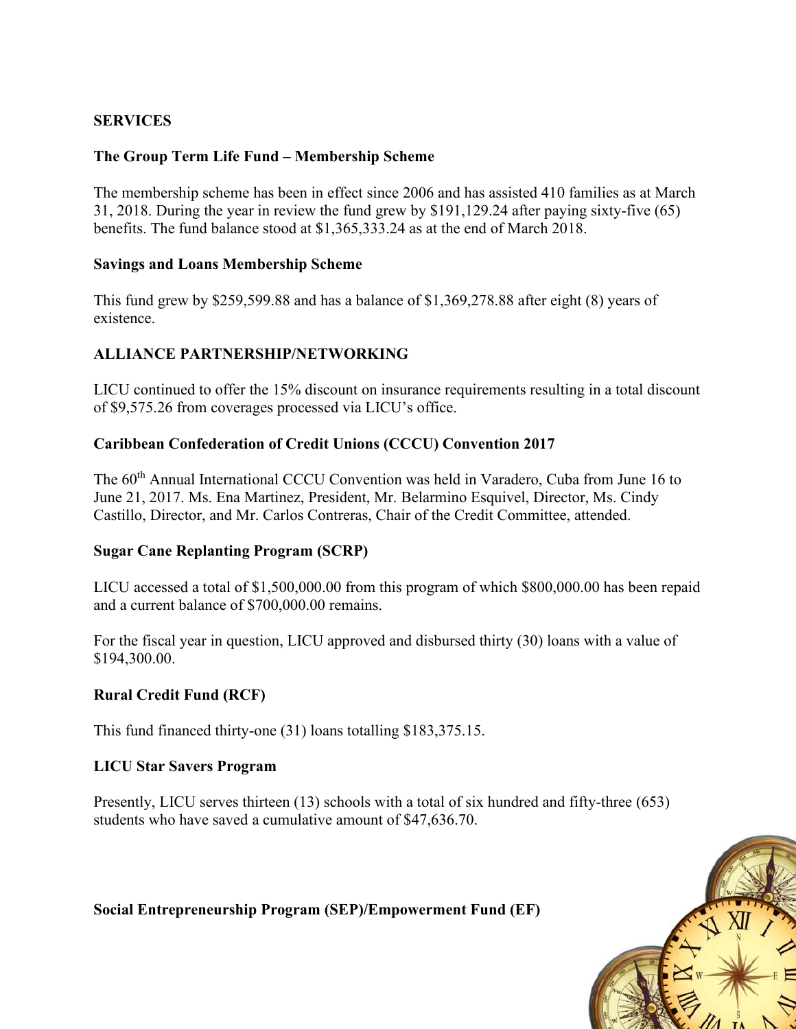## SERVICES

### The Group Term Life Fund – Membership Scheme

The membership scheme has been in effect since 2006 and has assisted 410 families as at March 31, 2018. During the year in review the fund grew by $191,129.24 after paying sixty-five (65) benefits. The fund balance stood at $1,365,333.24 as at the end of March 2018.

### Savings and Loans Membership Scheme

This fund grew by $259,599.88 and has a balance of $1,369,278.88 after eight (8) years of existence.

## ALLIANCE PARTNERSHIP/NETWORKING

LICU continued to offer the 15% discount on insurance requirements resulting in a total discount of $9,575.26 from coverages processed via LICU's office.

### Caribbean Confederation of Credit Unions (CCCU) Convention 2017

The 60th Annual International CCCU Convention was held in Varadero, Cuba from June 16 to June 21, 2017. Ms. Ena Martinez, President, Mr. Belarmino Esquivel, Director, Ms. Cindy Castillo, Director, and Mr. Carlos Contreras, Chair of the Credit Committee, attended.

### Sugar Cane Replanting Program (SCRP)

LICU accessed a total of $1,500,000.00 from this program of which $800,000.00 has been repaid and a current balance of $700,000.00 remains.

For the fiscal year in question, LICU approved and disbursed thirty (30) loans with a value of $194,300.00.

### Rural Credit Fund (RCF)

This fund financed thirty-one (31) loans totalling $183,375.15.

### LICU Star Savers Program

Presently, LICU serves thirteen (13) schools with a total of six hundred and fifty-three (653) students who have saved a cumulative amount of $47,636.70.

### Social Entrepreneurship Program (SEP)/Empowerment Fund (EF)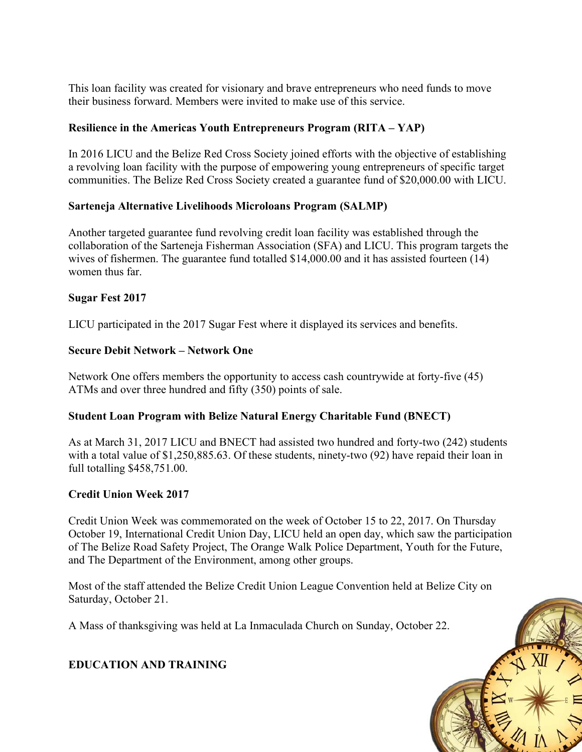This loan facility was created for visionary and brave entrepreneurs who need funds to move their business forward. Members were invited to make use of this service.

**Resilience in the Americas Youth Entrepreneurs Program (RITA – YAP)**

In 2016 LICU and the Belize Red Cross Society joined efforts with the objective of establishing a revolving loan facility with the purpose of empowering young entrepreneurs of specific target communities. The Belize Red Cross Society created a guarantee fund of $20,000.00 with LICU.

**Sarteneja Alternative Livelihoods Microloans Program (SALMP)**

Another targeted guarantee fund revolving credit loan facility was established through the collaboration of the Sarteneja Fisherman Association (SFA) and LICU. This program targets the wives of fishermen. The guarantee fund totalled $14,000.00 and it has assisted fourteen (14) women thus far.

**Sugar Fest 2017**

LICU participated in the 2017 Sugar Fest where it displayed its services and benefits.

**Secure Debit Network – Network One**

Network One offers members the opportunity to access cash countrywide at forty-five (45) ATMs and over three hundred and fifty (350) points of sale.

**Student Loan Program with Belize Natural Energy Charitable Fund (BNECT)**

As at March 31, 2017 LICU and BNECT had assisted two hundred and forty-two (242) students with a total value of $1,250,885.63. Of these students, ninety-two (92) have repaid their loan in full totalling $458,751.00.

**Credit Union Week 2017**

Credit Union Week was commemorated on the week of October 15 to 22, 2017. On Thursday October 19, International Credit Union Day, LICU held an open day, which saw the participation of The Belize Road Safety Project, The Orange Walk Police Department, Youth for the Future, and The Department of the Environment, among other groups.

Most of the staff attended the Belize Credit Union League Convention held at Belize City on Saturday, October 21.

A Mass of thanksgiving was held at La Inmaculada Church on Sunday, October 22.

**EDUCATION AND TRAINING**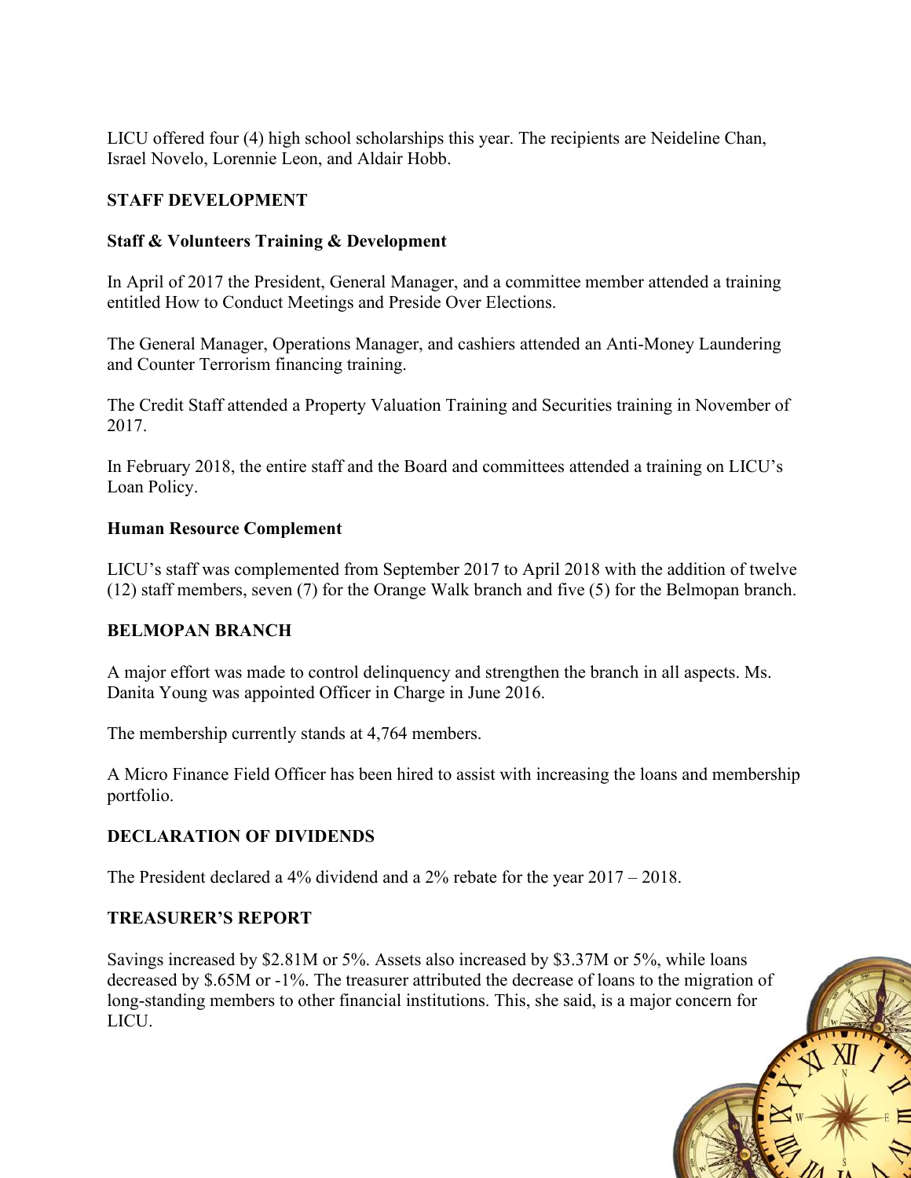LICU offered four (4) high school scholarships this year. The recipients are Neideline Chan, Israel Novelo, Lorennie Leon, and Aldair Hobb.

## STAFF DEVELOPMENT

### Staff & Volunteers Training & Development

In April of 2017 the President, General Manager, and a committee member attended a training entitled How to Conduct Meetings and Preside Over Elections.

The General Manager, Operations Manager, and cashiers attended an Anti-Money Laundering and Counter Terrorism financing training.

The Credit Staff attended a Property Valuation Training and Securities training in November of 2017.

In February 2018, the entire staff and the Board and committees attended a training on LICU's Loan Policy.

### Human Resource Complement

LICU's staff was complemented from September 2017 to April 2018 with the addition of twelve (12) staff members, seven (7) for the Orange Walk branch and five (5) for the Belmopan branch.

## BELMOPAN BRANCH

A major effort was made to control delinquency and strengthen the branch in all aspects. Ms. Danita Young was appointed Officer in Charge in June 2016.

The membership currently stands at 4,764 members.

A Micro Finance Field Officer has been hired to assist with increasing the loans and membership portfolio.

## DECLARATION OF DIVIDENDS

The President declared a 4% dividend and a 2% rebate for the year 2017 – 2018.

## TREASURER'S REPORT

Savings increased by $2.81M or 5%. Assets also increased by $3.37M or 5%, while loans decreased by $.65M or -1%. The treasurer attributed the decrease of loans to the migration of long-standing members to other financial institutions. This, she said, is a major concern for LICU.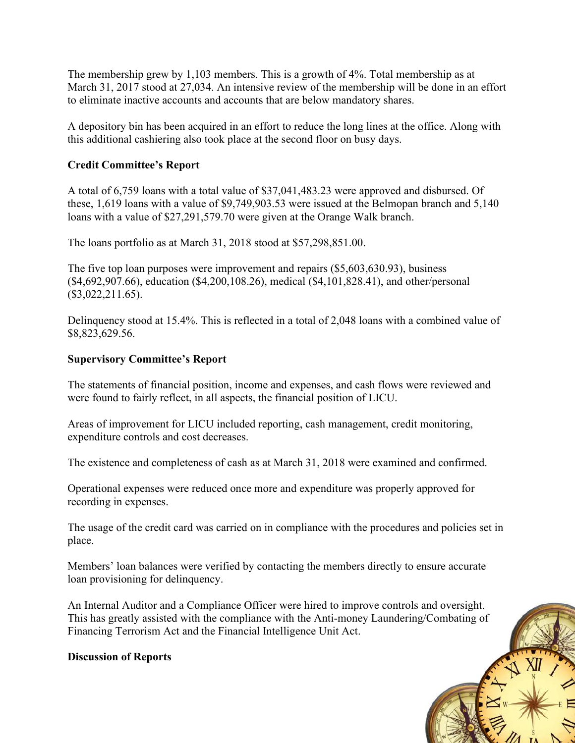The membership grew by 1,103 members. This is a growth of 4%. Total membership as at March 31, 2017 stood at 27,034. An intensive review of the membership will be done in an effort to eliminate inactive accounts and accounts that are below mandatory shares.

A depository bin has been acquired in an effort to reduce the long lines at the office. Along with this additional cashiering also took place at the second floor on busy days.

**Credit Committee's Report**

A total of 6,759 loans with a total value of $37,041,483.23 were approved and disbursed. Of these, 1,619 loans with a value of $9,749,903.53 were issued at the Belmopan branch and 5,140 loans with a value of $27,291,579.70 were given at the Orange Walk branch.

The loans portfolio as at March 31, 2018 stood at $57,298,851.00.

The five top loan purposes were improvement and repairs ($5,603,630.93), business ($4,692,907.66), education ($4,200,108.26), medical ($4,101,828.41), and other/personal ($3,022,211.65).

Delinquency stood at 15.4%. This is reflected in a total of 2,048 loans with a combined value of $8,823,629.56.

**Supervisory Committee's Report**

The statements of financial position, income and expenses, and cash flows were reviewed and were found to fairly reflect, in all aspects, the financial position of LICU.

Areas of improvement for LICU included reporting, cash management, credit monitoring, expenditure controls and cost decreases.

The existence and completeness of cash as at March 31, 2018 were examined and confirmed.

Operational expenses were reduced once more and expenditure was properly approved for recording in expenses.

The usage of the credit card was carried on in compliance with the procedures and policies set in place.

Members' loan balances were verified by contacting the members directly to ensure accurate loan provisioning for delinquency.

An Internal Auditor and a Compliance Officer were hired to improve controls and oversight. This has greatly assisted with the compliance with the Anti-money Laundering/Combating of Financing Terrorism Act and the Financial Intelligence Unit Act.

**Discussion of Reports**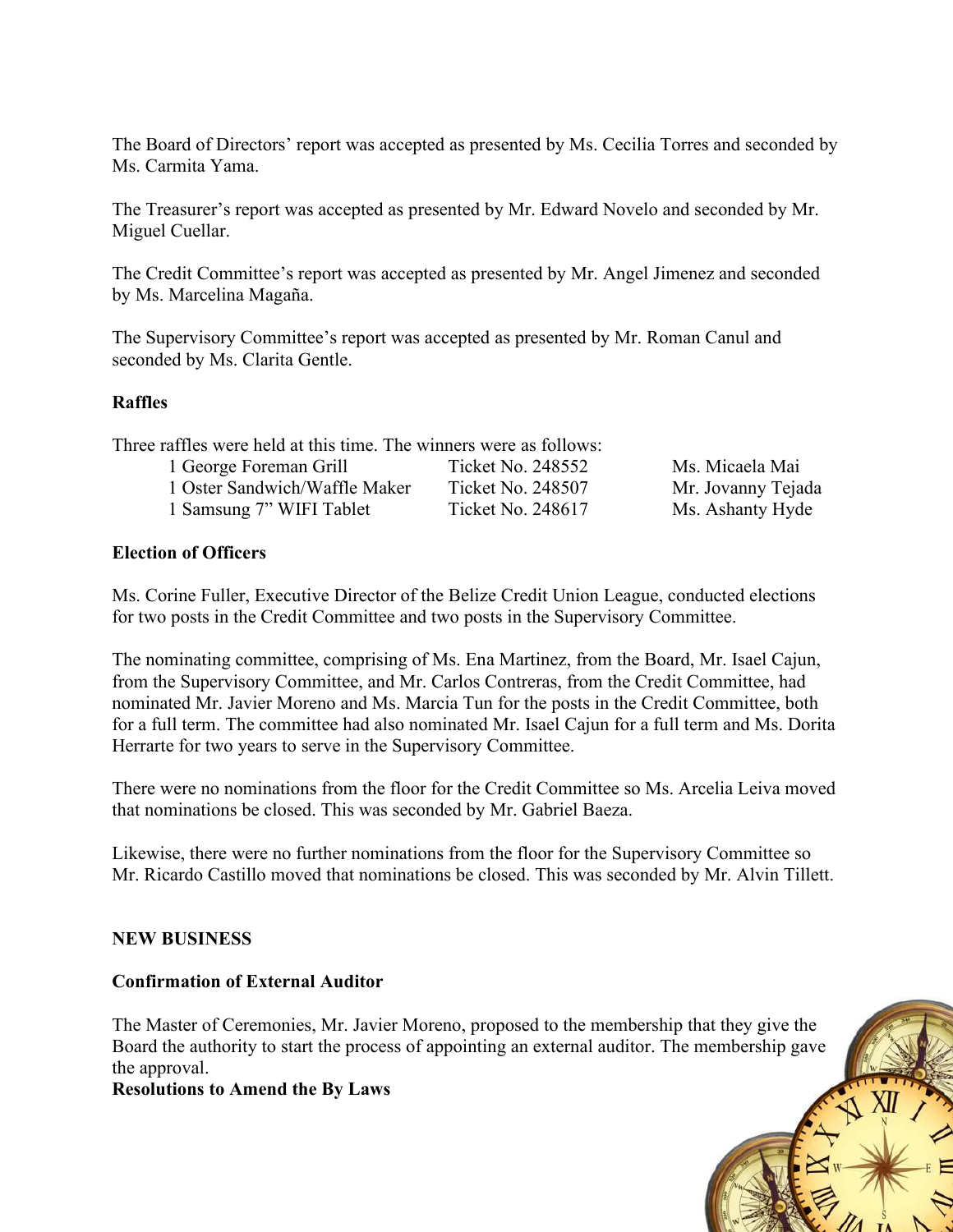The Board of Directors' report was accepted as presented by Ms. Cecilia Torres and seconded by Ms. Carmita Yama.

The Treasurer's report was accepted as presented by Mr. Edward Novelo and seconded by Mr. Miguel Cuellar.

The Credit Committee's report was accepted as presented by Mr. Angel Jimenez and seconded by Ms. Marcelina Magaña.

The Supervisory Committee's report was accepted as presented by Mr. Roman Canul and seconded by Ms. Clarita Gentle.

**Raffles**

Three raffles were held at this time. The winners were as follows:

| | | |
|---|---|---|
| 1 George Foreman Grill | Ticket No. 248552 | Ms. Micaela Mai |
| 1 Oster Sandwich/Waffle Maker | Ticket No. 248507 | Mr. Jovanny Tejada |
| 1 Samsung 7" WIFI Tablet | Ticket No. 248617 | Ms. Ashanty Hyde |

**Election of Officers**

Ms. Corine Fuller, Executive Director of the Belize Credit Union League, conducted elections for two posts in the Credit Committee and two posts in the Supervisory Committee.

The nominating committee, comprising of Ms. Ena Martinez, from the Board, Mr. Isael Cajun, from the Supervisory Committee, and Mr. Carlos Contreras, from the Credit Committee, had nominated Mr. Javier Moreno and Ms. Marcia Tun for the posts in the Credit Committee, both for a full term. The committee had also nominated Mr. Isael Cajun for a full term and Ms. Dorita Herrarte for two years to serve in the Supervisory Committee.

There were no nominations from the floor for the Credit Committee so Ms. Arcelia Leiva moved that nominations be closed. This was seconded by Mr. Gabriel Baeza.

Likewise, there were no further nominations from the floor for the Supervisory Committee so Mr. Ricardo Castillo moved that nominations be closed. This was seconded by Mr. Alvin Tillett.

**NEW BUSINESS**

**Confirmation of External Auditor**

The Master of Ceremonies, Mr. Javier Moreno, proposed to the membership that they give the Board the authority to start the process of appointing an external auditor. The membership gave the approval.

**Resolutions to Amend the By Laws**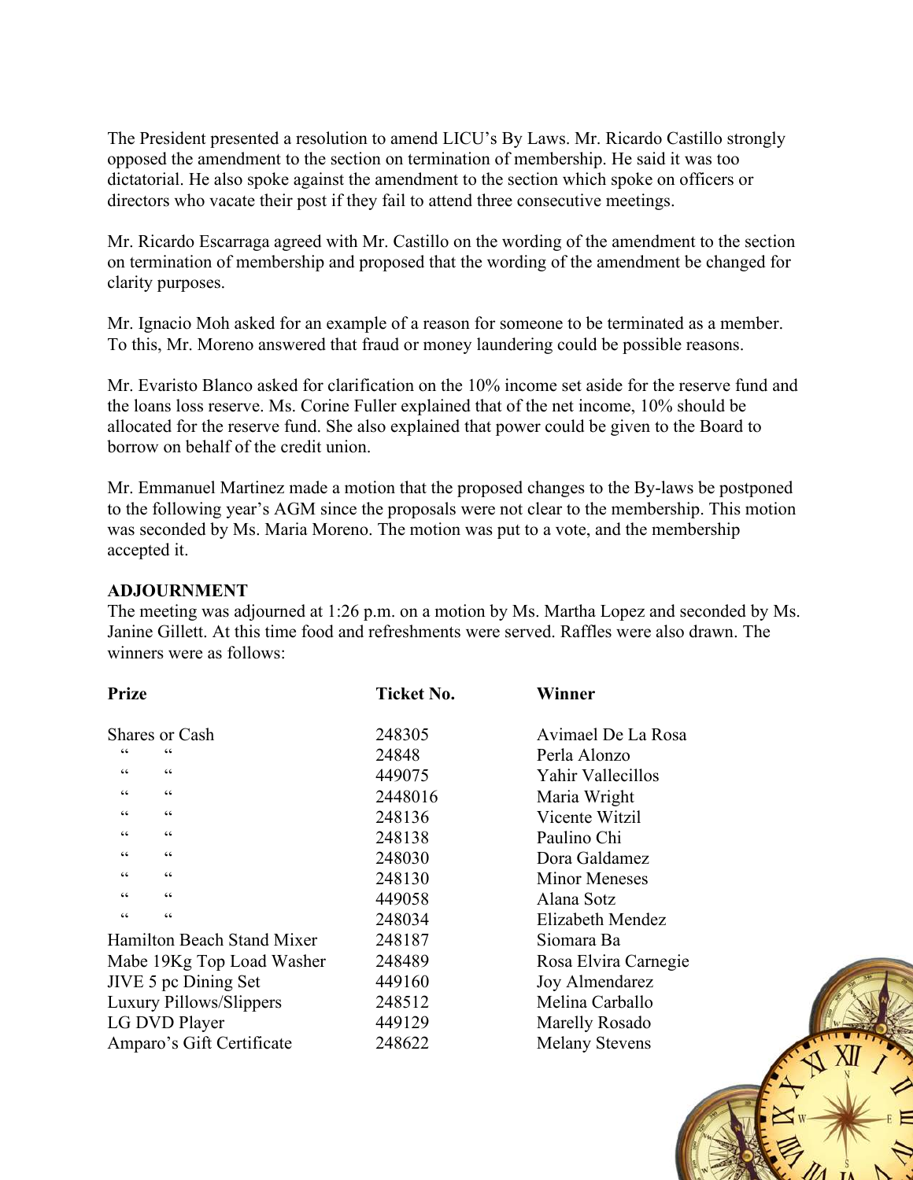The President presented a resolution to amend LICU's By Laws. Mr. Ricardo Castillo strongly opposed the amendment to the section on termination of membership. He said it was too dictatorial. He also spoke against the amendment to the section which spoke on officers or directors who vacate their post if they fail to attend three consecutive meetings.

Mr. Ricardo Escarraga agreed with Mr. Castillo on the wording of the amendment to the section on termination of membership and proposed that the wording of the amendment be changed for clarity purposes.

Mr. Ignacio Moh asked for an example of a reason for someone to be terminated as a member. To this, Mr. Moreno answered that fraud or money laundering could be possible reasons.

Mr. Evaristo Blanco asked for clarification on the 10% income set aside for the reserve fund and the loans loss reserve. Ms. Corine Fuller explained that of the net income, 10% should be allocated for the reserve fund. She also explained that power could be given to the Board to borrow on behalf of the credit union.

Mr. Emmanuel Martinez made a motion that the proposed changes to the By-laws be postponed to the following year's AGM since the proposals were not clear to the membership. This motion was seconded by Ms. Maria Moreno. The motion was put to a vote, and the membership accepted it.

**ADJOURNMENT**

The meeting was adjourned at 1:26 p.m. on a motion by Ms. Martha Lopez and seconded by Ms. Janine Gillett. At this time food and refreshments were served. Raffles were also drawn. The winners were as follows:

| Prize | Ticket No. | Winner |
|---|---|---|
| Shares or Cash | 248305 | Avimael De La Rosa |
| " " | 24848 | Perla Alonzo |
| " " | 449075 | Yahir Vallecillos |
| " " | 2448016 | Maria Wright |
| " " | 248136 | Vicente Witzil |
| " " | 248138 | Paulino Chi |
| " " | 248030 | Dora Galdamez |
| " " | 248130 | Minor Meneses |
| " " | 449058 | Alana Sotz |
| " " | 248034 | Elizabeth Mendez |
| Hamilton Beach Stand Mixer | 248187 | Siomara Ba |
| Mabe 19Kg Top Load Washer | 248489 | Rosa Elvira Carnegie |
| JIVE 5 pc Dining Set | 449160 | Joy Almendarez |
| Luxury Pillows/Slippers | 248512 | Melina Carballo |
| LG DVD Player | 449129 | Marelly Rosado |
| Amparo's Gift Certificate | 248622 | Melany Stevens |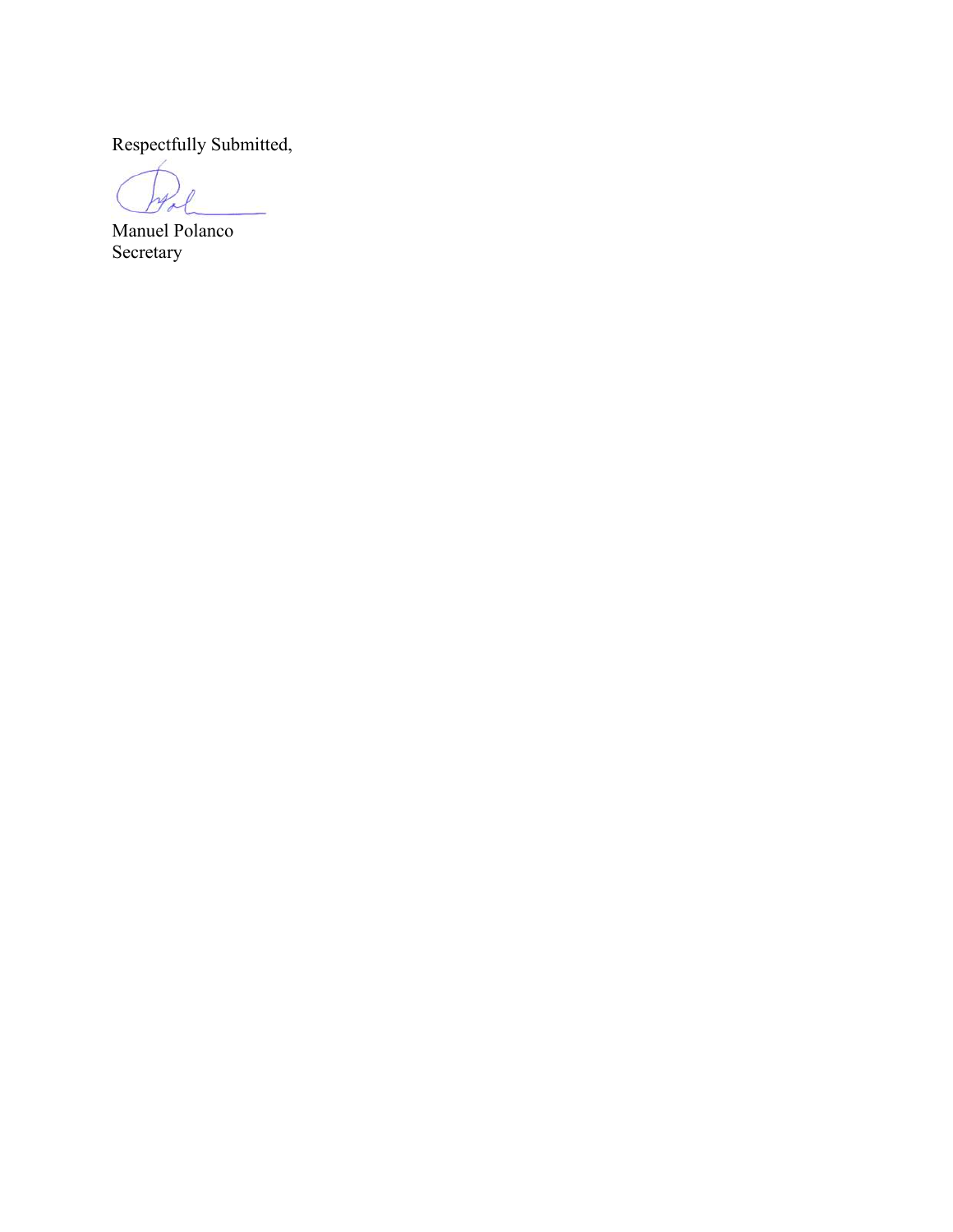Respectfully Submitted,

Manuel Polanco
Secretary